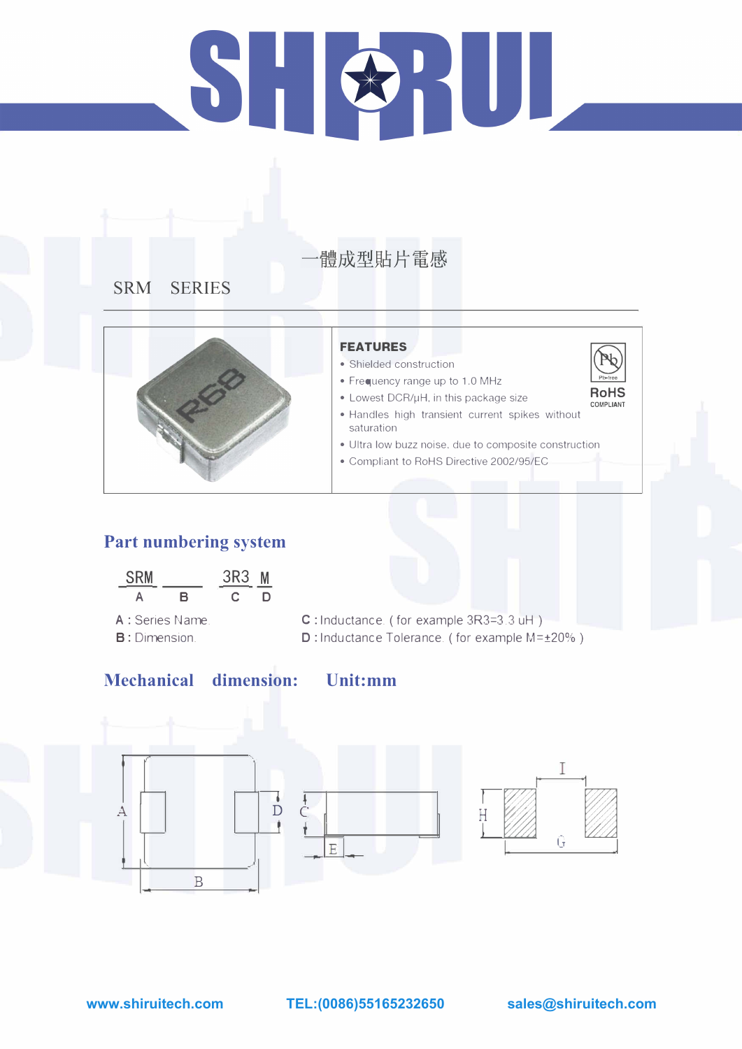# SHIRUI

一體成型貼片電感

SRM　SERIES

## FEATURES

- Shielded construction
- Frequency range up to 1.0 MHz
- Lowest DCR/μH, in this package size
- Handles high transient current spikes without saturation
- Ultra low buzz noise, due to composite construction
- Compliant to RoHS Directive 2002/95/EC

RoHS COMPLIANT

## Part numbering system

SRM ____ 3R3 M
A B C D

A : Series Name
B : Dimension
C : Inductance（for example 3R3=3.3 uH）
D : Inductance Tolerance（for example M=±20%）

## Mechanical dimension: Unit:mm

www.shiruitech.com TEL:(0086)55165232650 sales@shiruitech.com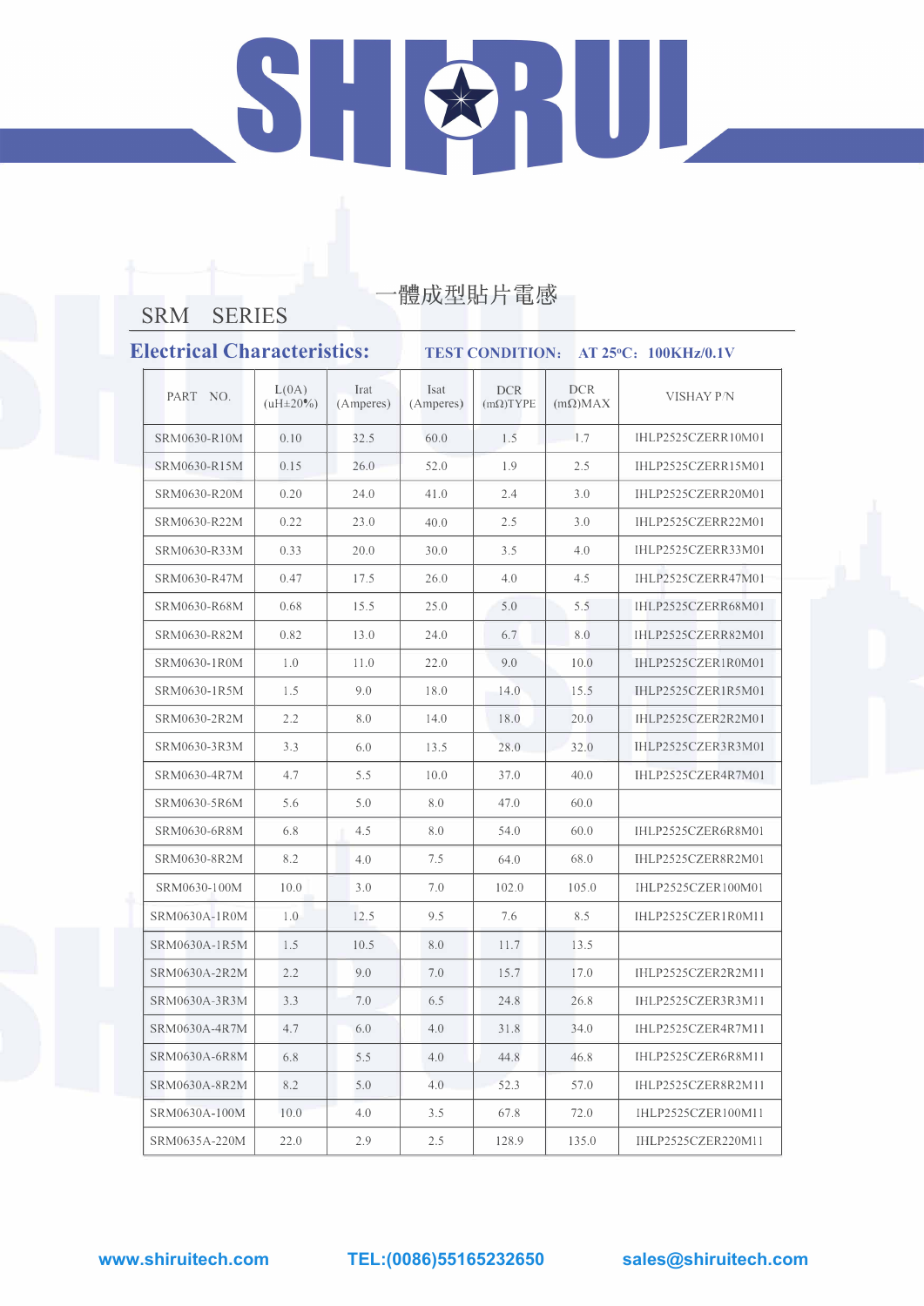# SHIRUI

一體成型貼片電感

## SRM SERIES

**Electrical Characteristics:** **TEST CONDITION: AT 25°C: 100KHz/0.1V**

| PART NO. | L(0A) (uH±20%) | Irat (Amperes) | Isat (Amperes) | DCR (mΩ)TYPE | DCR (mΩ)MAX | VISHAY P/N |
|---|---|---|---|---|---|---|
| SRM0630-R10M | 0.10 | 32.5 | 60.0 | 1.5 | 1.7 | IHLP2525CZERR10M01 |
| SRM0630-R15M | 0.15 | 26.0 | 52.0 | 1.9 | 2.5 | IHLP2525CZERR15M01 |
| SRM0630-R20M | 0.20 | 24.0 | 41.0 | 2.4 | 3.0 | IHLP2525CZERR20M01 |
| SRM0630-R22M | 0.22 | 23.0 | 40.0 | 2.5 | 3.0 | IHLP2525CZERR22M01 |
| SRM0630-R33M | 0.33 | 20.0 | 30.0 | 3.5 | 4.0 | IHLP2525CZERR33M01 |
| SRM0630-R47M | 0.47 | 17.5 | 26.0 | 4.0 | 4.5 | IHLP2525CZERR47M01 |
| SRM0630-R68M | 0.68 | 15.5 | 25.0 | 5.0 | 5.5 | IHLP2525CZERR68M01 |
| SRM0630-R82M | 0.82 | 13.0 | 24.0 | 6.7 | 8.0 | IHLP2525CZERR82M01 |
| SRM0630-1R0M | 1.0 | 11.0 | 22.0 | 9.0 | 10.0 | IHLP2525CZER1R0M01 |
| SRM0630-1R5M | 1.5 | 9.0 | 18.0 | 14.0 | 15.5 | IHLP2525CZER1R5M01 |
| SRM0630-2R2M | 2.2 | 8.0 | 14.0 | 18.0 | 20.0 | IHLP2525CZER2R2M01 |
| SRM0630-3R3M | 3.3 | 6.0 | 13.5 | 28.0 | 32.0 | IHLP2525CZER3R3M01 |
| SRM0630-4R7M | 4.7 | 5.5 | 10.0 | 37.0 | 40.0 | IHLP2525CZER4R7M01 |
| SRM0630-5R6M | 5.6 | 5.0 | 8.0 | 47.0 | 60.0 | |
| SRM0630-6R8M | 6.8 | 4.5 | 8.0 | 54.0 | 60.0 | IHLP2525CZER6R8M01 |
| SRM0630-8R2M | 8.2 | 4.0 | 7.5 | 64.0 | 68.0 | IHLP2525CZER8R2M01 |
| SRM0630-100M | 10.0 | 3.0 | 7.0 | 102.0 | 105.0 | IHLP2525CZER100M01 |
| SRM0630A-1R0M | 1.0 | 12.5 | 9.5 | 7.6 | 8.5 | IHLP2525CZER1R0M11 |
| SRM0630A-1R5M | 1.5 | 10.5 | 8.0 | 11.7 | 13.5 | |
| SRM0630A-2R2M | 2.2 | 9.0 | 7.0 | 15.7 | 17.0 | IHLP2525CZER2R2M11 |
| SRM0630A-3R3M | 3.3 | 7.0 | 6.5 | 24.8 | 26.8 | IHLP2525CZER3R3M11 |
| SRM0630A-4R7M | 4.7 | 6.0 | 4.0 | 31.8 | 34.0 | IHLP2525CZER4R7M11 |
| SRM0630A-6R8M | 6.8 | 5.5 | 4.0 | 44.8 | 46.8 | IHLP2525CZER6R8M11 |
| SRM0630A-8R2M | 8.2 | 5.0 | 4.0 | 52.3 | 57.0 | IHLP2525CZER8R2M11 |
| SRM0630A-100M | 10.0 | 4.0 | 3.5 | 67.8 | 72.0 | IHLP2525CZER100M11 |
| SRM0635A-220M | 22.0 | 2.9 | 2.5 | 128.9 | 135.0 | IHLP2525CZER220M11 |

www.shiruitech.com TEL:(0086)55165232650 sales@shiruitech.com